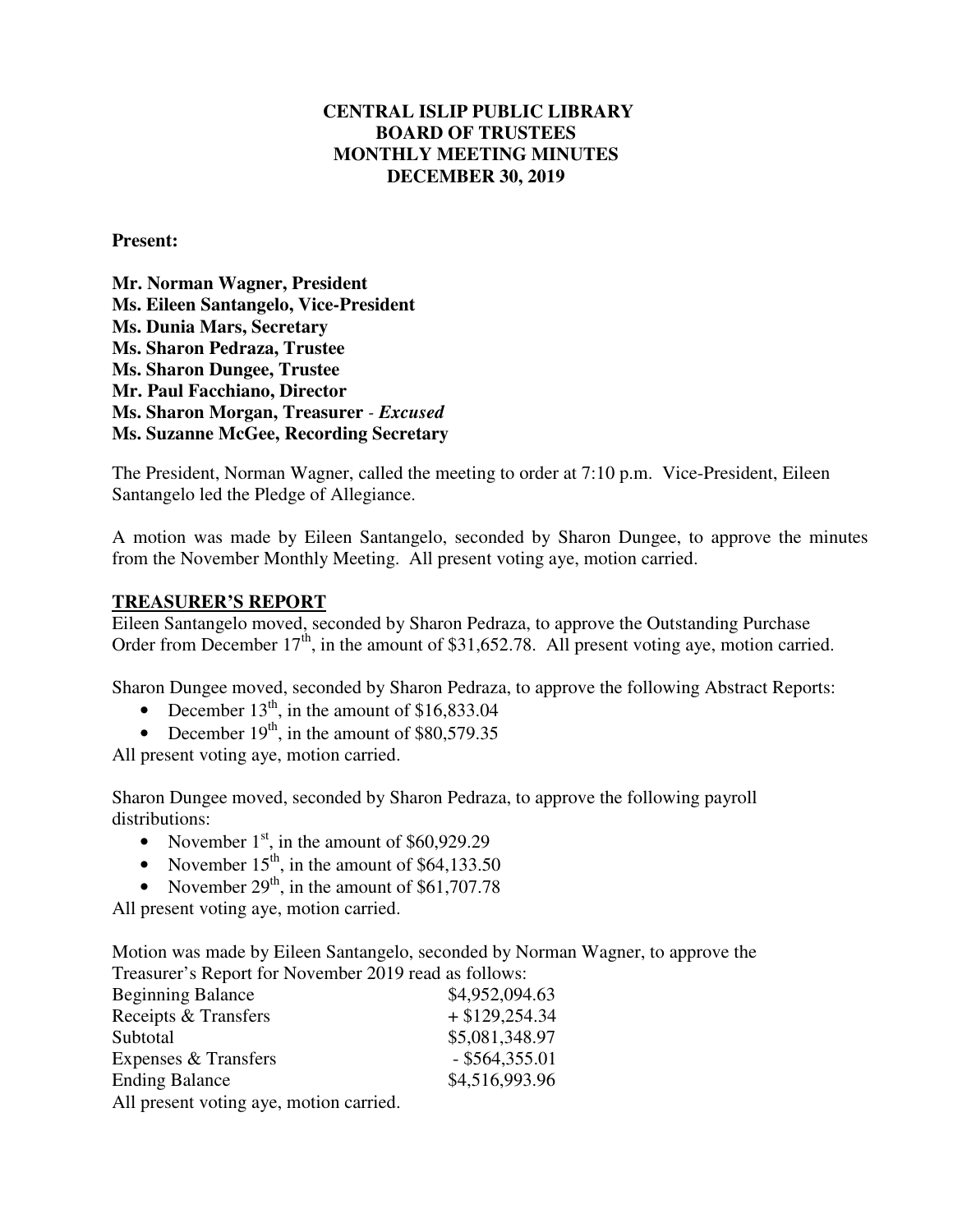# CENTRAL ISLIP PUBLIC LIBRARY
# BOARD OF TRUSTEES
# MONTHLY MEETING MINUTES
# DECEMBER 30, 2019

**Present:**

**Mr. Norman Wagner, President**
**Ms. Eileen Santangelo, Vice-President**
**Ms. Dunia Mars, Secretary**
**Ms. Sharon Pedraza, Trustee**
**Ms. Sharon Dungee, Trustee**
**Mr. Paul Facchiano, Director**
**Ms. Sharon Morgan, Treasurer** - ***Excused***
**Ms. Suzanne McGee, Recording Secretary**

The President, Norman Wagner, called the meeting to order at 7:10 p.m. Vice-President, Eileen Santangelo led the Pledge of Allegiance.

A motion was made by Eileen Santangelo, seconded by Sharon Dungee, to approve the minutes from the November Monthly Meeting. All present voting aye, motion carried.

## TREASURER'S REPORT

Eileen Santangelo moved, seconded by Sharon Pedraza, to approve the Outstanding Purchase Order from December 17th, in the amount of $31,652.78. All present voting aye, motion carried.

Sharon Dungee moved, seconded by Sharon Pedraza, to approve the following Abstract Reports:

- December 13th, in the amount of $16,833.04
- December 19th, in the amount of $80,579.35

All present voting aye, motion carried.

Sharon Dungee moved, seconded by Sharon Pedraza, to approve the following payroll distributions:

- November 1st, in the amount of $60,929.29
- November 15th, in the amount of $64,133.50
- November 29th, in the amount of $61,707.78

All present voting aye, motion carried.

Motion was made by Eileen Santangelo, seconded by Norman Wagner, to approve the Treasurer's Report for November 2019 read as follows:

| | |
|---|---|
| Beginning Balance | $4,952,094.63 |
| Receipts & Transfers | + $129,254.34 |
| Subtotal | $5,081,348.97 |
| Expenses & Transfers | - $564,355.01 |
| Ending Balance | $4,516,993.96 |

All present voting aye, motion carried.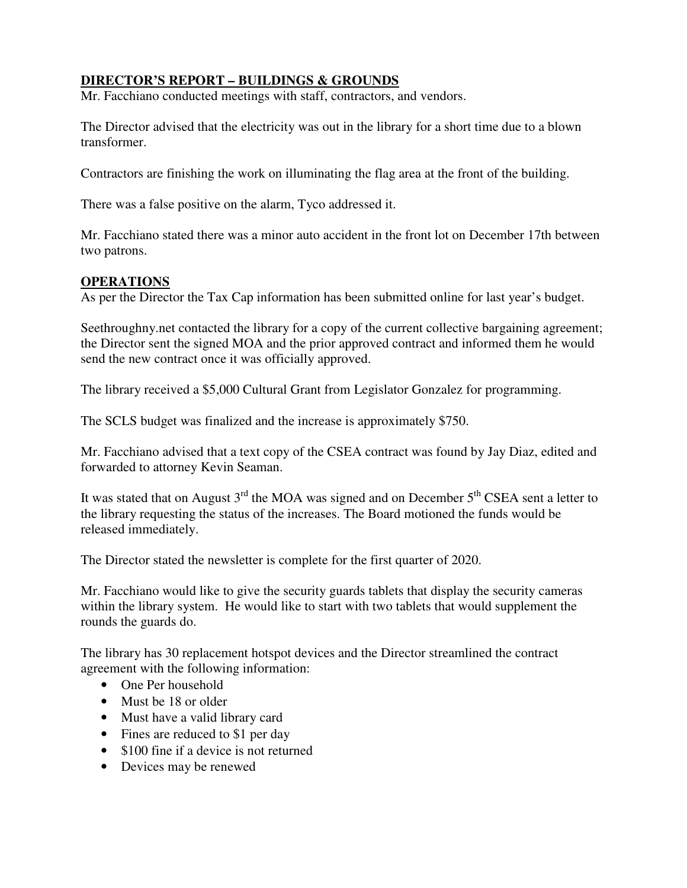## DIRECTOR'S REPORT – BUILDINGS & GROUNDS

Mr. Facchiano conducted meetings with staff, contractors, and vendors.

The Director advised that the electricity was out in the library for a short time due to a blown transformer.

Contractors are finishing the work on illuminating the flag area at the front of the building.

There was a false positive on the alarm, Tyco addressed it.

Mr. Facchiano stated there was a minor auto accident in the front lot on December 17th between two patrons.

## OPERATIONS

As per the Director the Tax Cap information has been submitted online for last year's budget.

Seethroughny.net contacted the library for a copy of the current collective bargaining agreement; the Director sent the signed MOA and the prior approved contract and informed them he would send the new contract once it was officially approved.

The library received a $5,000 Cultural Grant from Legislator Gonzalez for programming.

The SCLS budget was finalized and the increase is approximately $750.

Mr. Facchiano advised that a text copy of the CSEA contract was found by Jay Diaz, edited and forwarded to attorney Kevin Seaman.

It was stated that on August 3rd the MOA was signed and on December 5th CSEA sent a letter to the library requesting the status of the increases. The Board motioned the funds would be released immediately.

The Director stated the newsletter is complete for the first quarter of 2020.

Mr. Facchiano would like to give the security guards tablets that display the security cameras within the library system. He would like to start with two tablets that would supplement the rounds the guards do.

The library has 30 replacement hotspot devices and the Director streamlined the contract agreement with the following information:

- One Per household
- Must be 18 or older
- Must have a valid library card
- Fines are reduced to $1 per day
- $100 fine if a device is not returned
- Devices may be renewed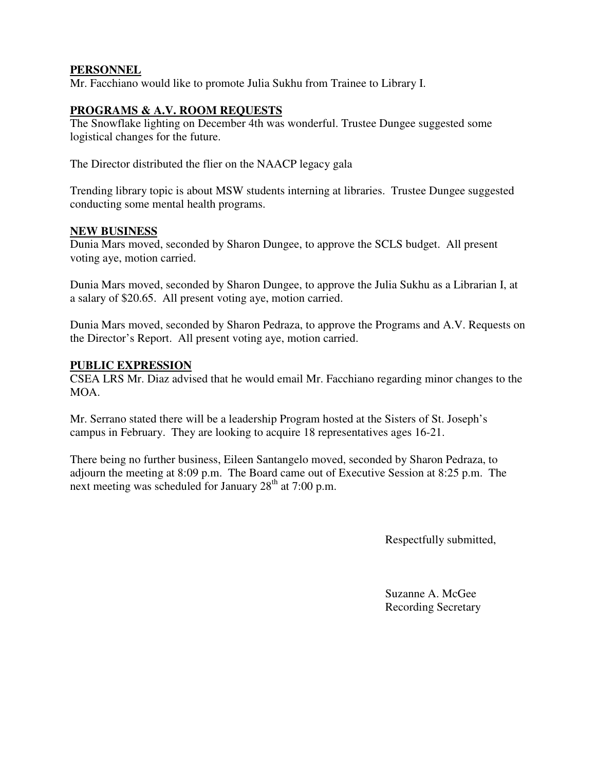**PERSONNEL**

Mr. Facchiano would like to promote Julia Sukhu from Trainee to Library I.

**PROGRAMS & A.V. ROOM REQUESTS**

The Snowflake lighting on December 4th was wonderful. Trustee Dungee suggested some logistical changes for the future.

The Director distributed the flier on the NAACP legacy gala

Trending library topic is about MSW students interning at libraries. Trustee Dungee suggested conducting some mental health programs.

**NEW BUSINESS**

Dunia Mars moved, seconded by Sharon Dungee, to approve the SCLS budget. All present voting aye, motion carried.

Dunia Mars moved, seconded by Sharon Dungee, to approve the Julia Sukhu as a Librarian I, at a salary of $20.65. All present voting aye, motion carried.

Dunia Mars moved, seconded by Sharon Pedraza, to approve the Programs and A.V. Requests on the Director's Report. All present voting aye, motion carried.

**PUBLIC EXPRESSION**

CSEA LRS Mr. Diaz advised that he would email Mr. Facchiano regarding minor changes to the MOA.

Mr. Serrano stated there will be a leadership Program hosted at the Sisters of St. Joseph's campus in February. They are looking to acquire 18 representatives ages 16-21.

There being no further business, Eileen Santangelo moved, seconded by Sharon Pedraza, to adjourn the meeting at 8:09 p.m. The Board came out of Executive Session at 8:25 p.m. The next meeting was scheduled for January 28th at 7:00 p.m.

Respectfully submitted,

Suzanne A. McGee
Recording Secretary